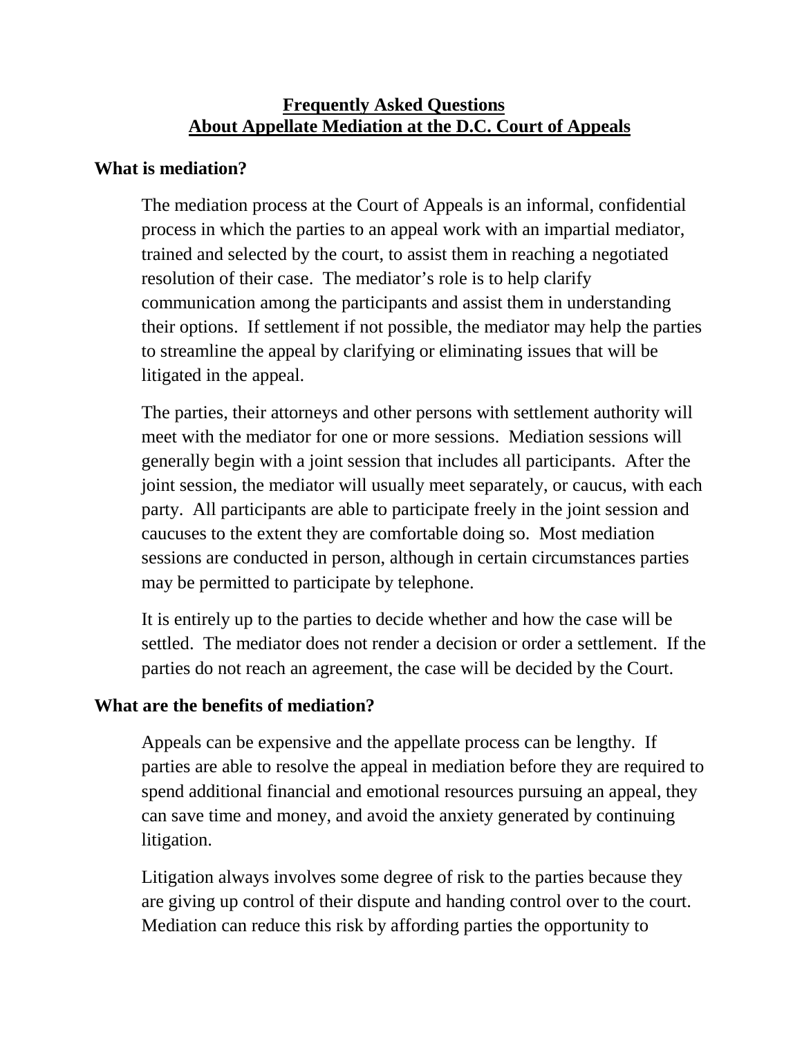# **Frequently Asked Questions About Appellate Mediation at the D.C. Court of Appeals**

## What is mediation?

The mediation process at the Court of Appeals is an informal, confidential process in which the parties to an appeal work with an impartial mediator, trained and selected by the court, to assist them in reaching a negotiated resolution of their case. The mediator's role is to help clarify communication among the participants and assist them in understanding their options. If settlement if not possible, the mediator may help the parties to streamline the appeal by clarifying or eliminating issues that will be litigated in the appeal.

The parties, their attorneys and other persons with settlement authority will meet with the mediator for one or more sessions. Mediation sessions will generally begin with a joint session that includes all participants. After the joint session, the mediator will usually meet separately, or caucus, with each party. All participants are able to participate freely in the joint session and caucuses to the extent they are comfortable doing so. Most mediation sessions are conducted in person, although in certain circumstances parties may be permitted to participate by telephone.

It is entirely up to the parties to decide whether and how the case will be settled. The mediator does not render a decision or order a settlement. If the parties do not reach an agreement, the case will be decided by the Court.

## What are the benefits of mediation?

Appeals can be expensive and the appellate process can be lengthy. If parties are able to resolve the appeal in mediation before they are required to spend additional financial and emotional resources pursuing an appeal, they can save time and money, and avoid the anxiety generated by continuing litigation.

Litigation always involves some degree of risk to the parties because they are giving up control of their dispute and handing control over to the court. Mediation can reduce this risk by affording parties the opportunity to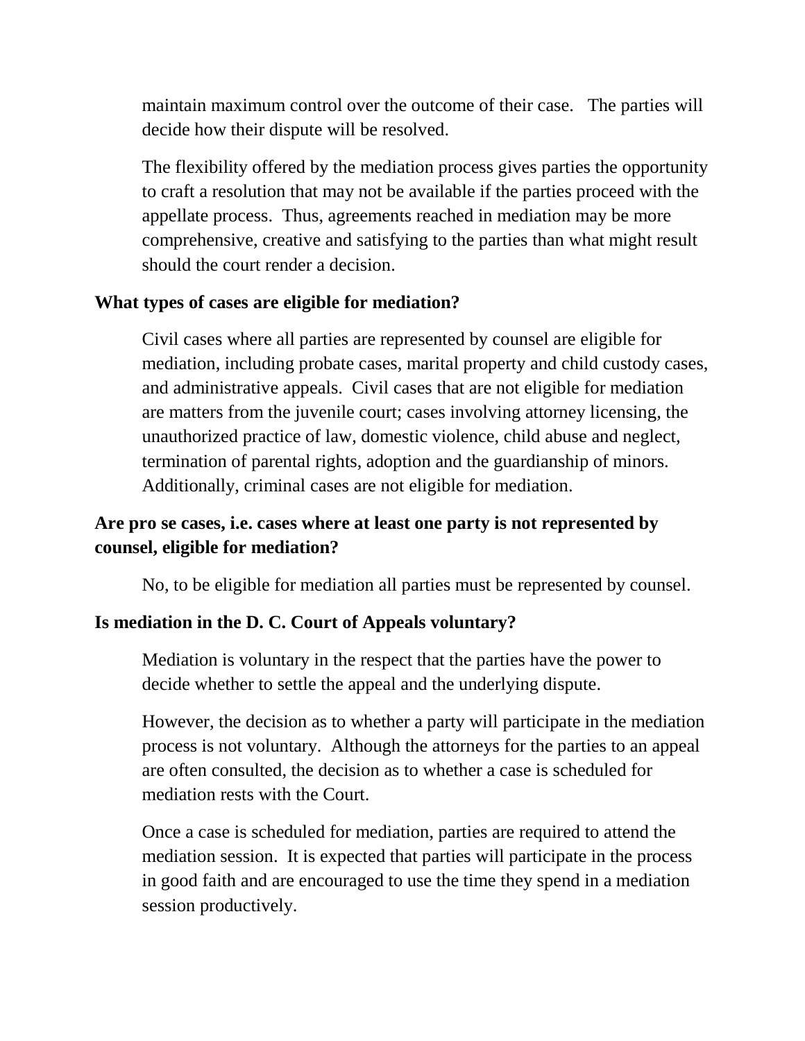maintain maximum control over the outcome of their case. The parties will decide how their dispute will be resolved.

The flexibility offered by the mediation process gives parties the opportunity to craft a resolution that may not be available if the parties proceed with the appellate process. Thus, agreements reached in mediation may be more comprehensive, creative and satisfying to the parties than what might result should the court render a decision.

**What types of cases are eligible for mediation?**

Civil cases where all parties are represented by counsel are eligible for mediation, including probate cases, marital property and child custody cases, and administrative appeals. Civil cases that are not eligible for mediation are matters from the juvenile court; cases involving attorney licensing, the unauthorized practice of law, domestic violence, child abuse and neglect, termination of parental rights, adoption and the guardianship of minors. Additionally, criminal cases are not eligible for mediation.

**Are pro se cases, i.e. cases where at least one party is not represented by counsel, eligible for mediation?**

No, to be eligible for mediation all parties must be represented by counsel.

**Is mediation in the D. C. Court of Appeals voluntary?**

Mediation is voluntary in the respect that the parties have the power to decide whether to settle the appeal and the underlying dispute.

However, the decision as to whether a party will participate in the mediation process is not voluntary. Although the attorneys for the parties to an appeal are often consulted, the decision as to whether a case is scheduled for mediation rests with the Court.

Once a case is scheduled for mediation, parties are required to attend the mediation session. It is expected that parties will participate in the process in good faith and are encouraged to use the time they spend in a mediation session productively.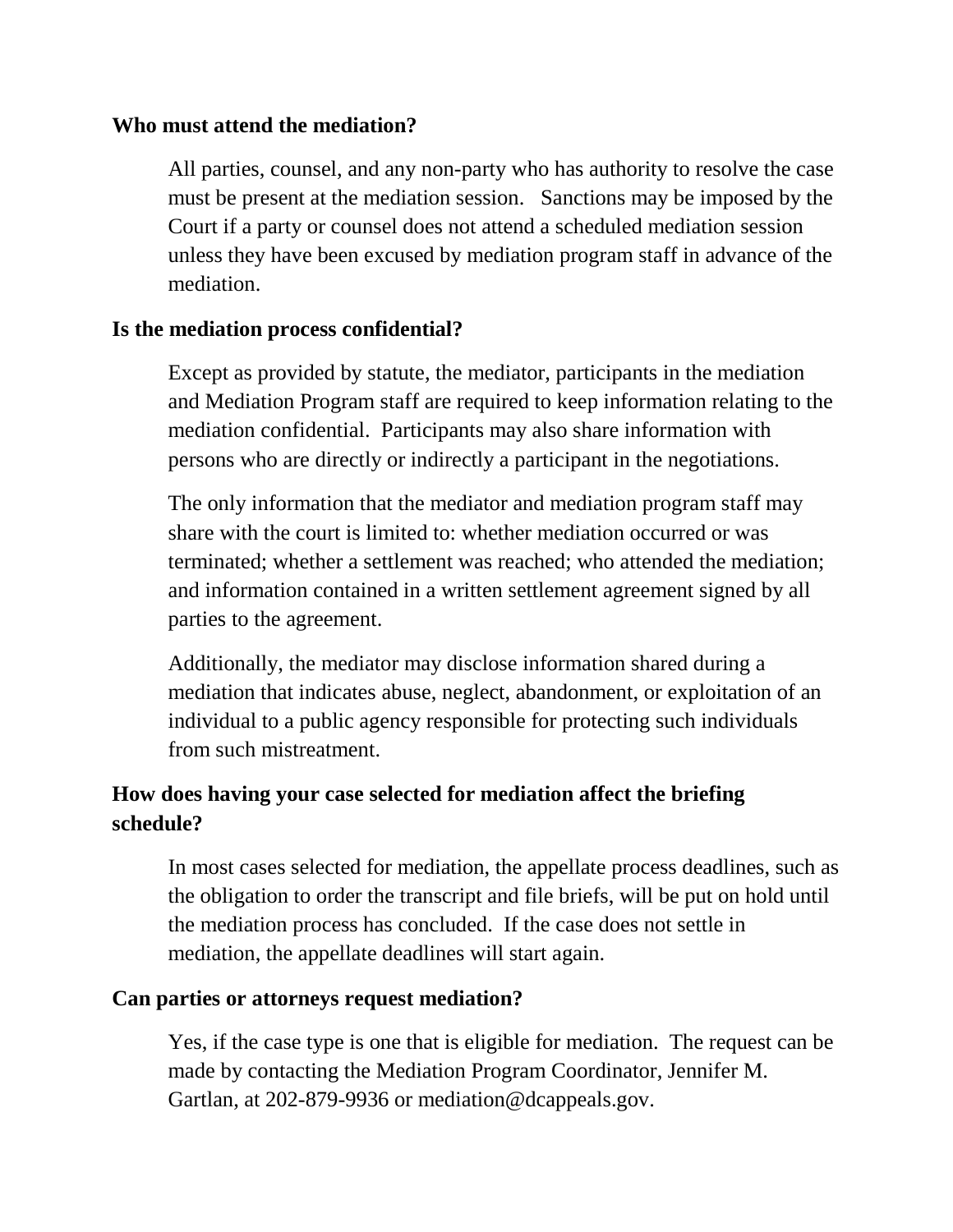**Who must attend the mediation?**

All parties, counsel, and any non-party who has authority to resolve the case must be present at the mediation session. Sanctions may be imposed by the Court if a party or counsel does not attend a scheduled mediation session unless they have been excused by mediation program staff in advance of the mediation.

**Is the mediation process confidential?**

Except as provided by statute, the mediator, participants in the mediation and Mediation Program staff are required to keep information relating to the mediation confidential. Participants may also share information with persons who are directly or indirectly a participant in the negotiations.

The only information that the mediator and mediation program staff may share with the court is limited to: whether mediation occurred or was terminated; whether a settlement was reached; who attended the mediation; and information contained in a written settlement agreement signed by all parties to the agreement.

Additionally, the mediator may disclose information shared during a mediation that indicates abuse, neglect, abandonment, or exploitation of an individual to a public agency responsible for protecting such individuals from such mistreatment.

**How does having your case selected for mediation affect the briefing schedule?**

In most cases selected for mediation, the appellate process deadlines, such as the obligation to order the transcript and file briefs, will be put on hold until the mediation process has concluded. If the case does not settle in mediation, the appellate deadlines will start again.

**Can parties or attorneys request mediation?**

Yes, if the case type is one that is eligible for mediation. The request can be made by contacting the Mediation Program Coordinator, Jennifer M. Gartlan, at 202-879-9936 or mediation@dcappeals.gov.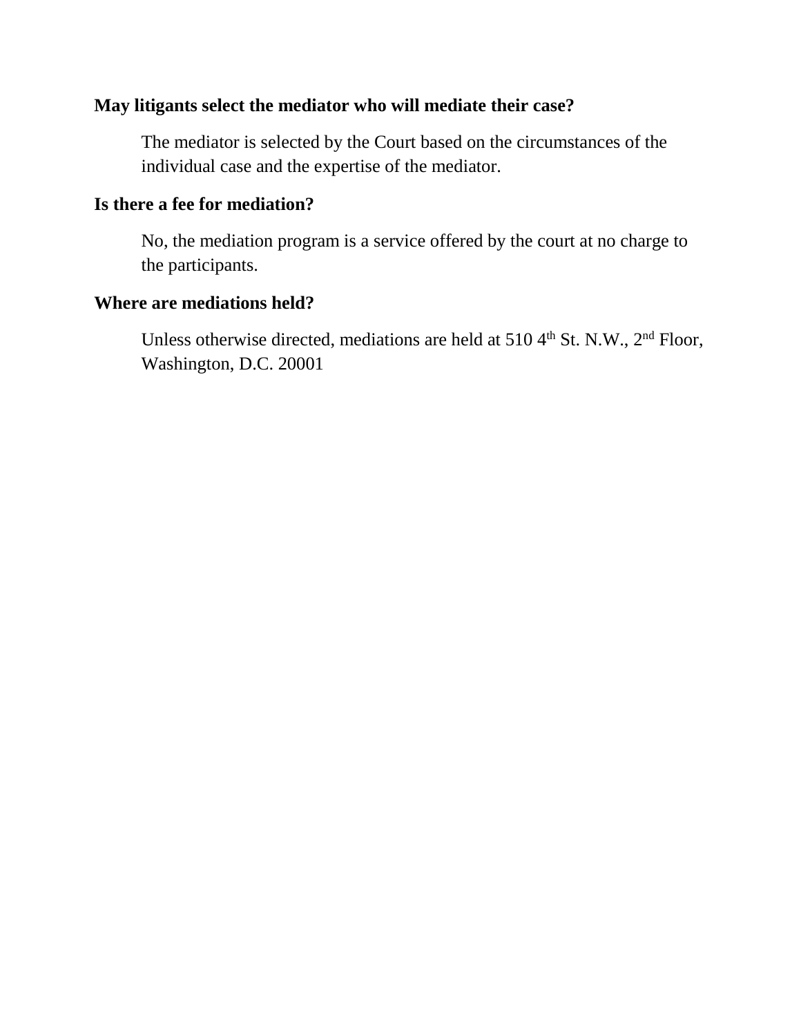**May litigants select the mediator who will mediate their case?**

The mediator is selected by the Court based on the circumstances of the individual case and the expertise of the mediator.

**Is there a fee for mediation?**

No, the mediation program is a service offered by the court at no charge to the participants.

**Where are mediations held?**

Unless otherwise directed, mediations are held at 510 4th St. N.W., 2nd Floor, Washington, D.C. 20001